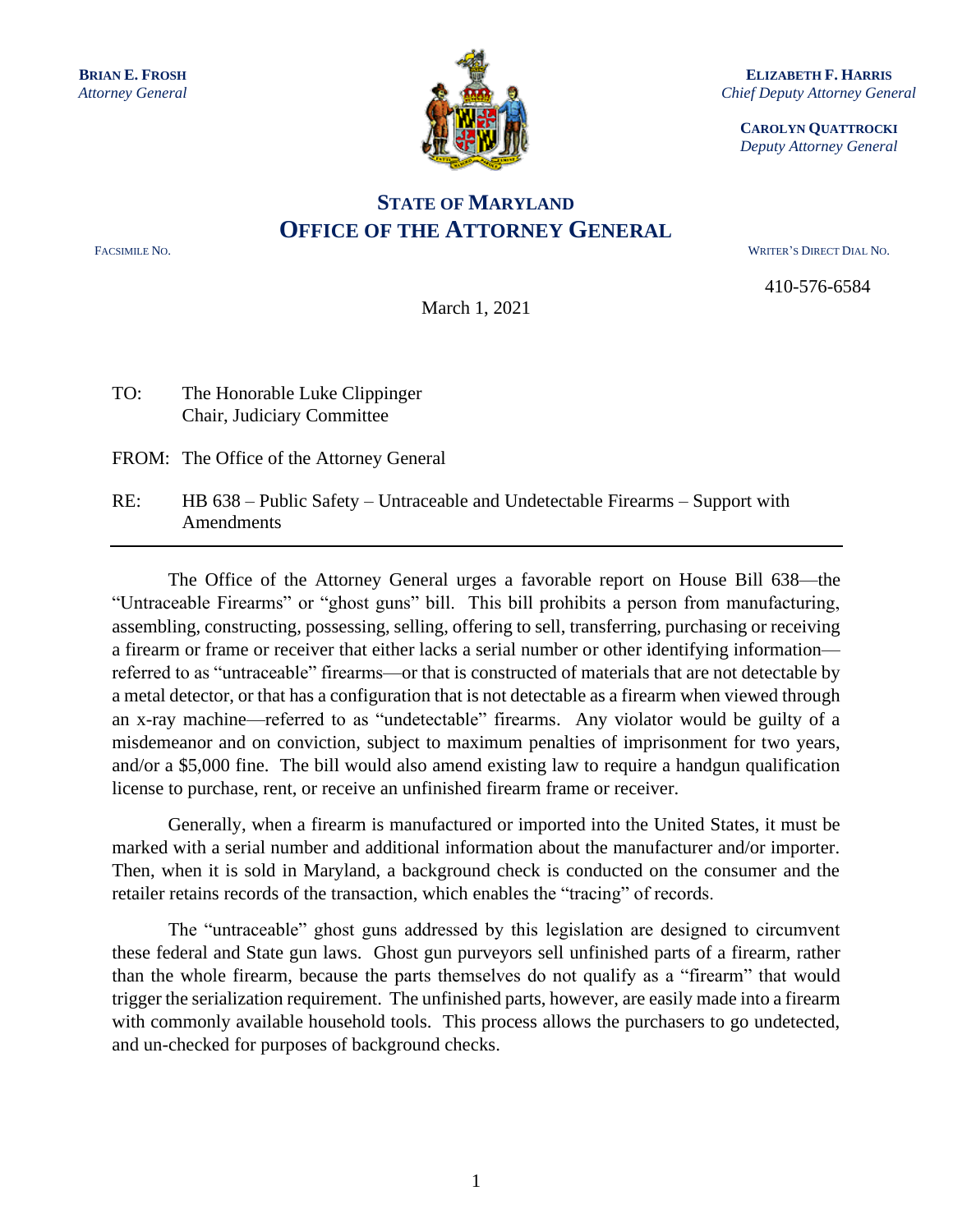**BRIAN E. FROSH**
*Attorney General*

**ELIZABETH F. HARRIS**
*Chief Deputy Attorney General*

**CAROLYN QUATTROCKI**
*Deputy Attorney General*

## STATE OF MARYLAND
# OFFICE OF THE ATTORNEY GENERAL

FACSIMILE NO.

WRITER'S DIRECT DIAL NO.

410-576-6584

March 1, 2021

TO: The Honorable Luke Clippinger
Chair, Judiciary Committee

FROM: The Office of the Attorney General

RE: HB 638 – Public Safety – Untraceable and Undetectable Firearms – Support with Amendments

---

The Office of the Attorney General urges a favorable report on House Bill 638—the "Untraceable Firearms" or "ghost guns" bill. This bill prohibits a person from manufacturing, assembling, constructing, possessing, selling, offering to sell, transferring, purchasing or receiving a firearm or frame or receiver that either lacks a serial number or other identifying information—referred to as "untraceable" firearms—or that is constructed of materials that are not detectable by a metal detector, or that has a configuration that is not detectable as a firearm when viewed through an x-ray machine—referred to as "undetectable" firearms. Any violator would be guilty of a misdemeanor and on conviction, subject to maximum penalties of imprisonment for two years, and/or a $5,000 fine. The bill would also amend existing law to require a handgun qualification license to purchase, rent, or receive an unfinished firearm frame or receiver.

Generally, when a firearm is manufactured or imported into the United States, it must be marked with a serial number and additional information about the manufacturer and/or importer. Then, when it is sold in Maryland, a background check is conducted on the consumer and the retailer retains records of the transaction, which enables the "tracing" of records.

The "untraceable" ghost guns addressed by this legislation are designed to circumvent these federal and State gun laws. Ghost gun purveyors sell unfinished parts of a firearm, rather than the whole firearm, because the parts themselves do not qualify as a "firearm" that would trigger the serialization requirement. The unfinished parts, however, are easily made into a firearm with commonly available household tools. This process allows the purchasers to go undetected, and un-checked for purposes of background checks.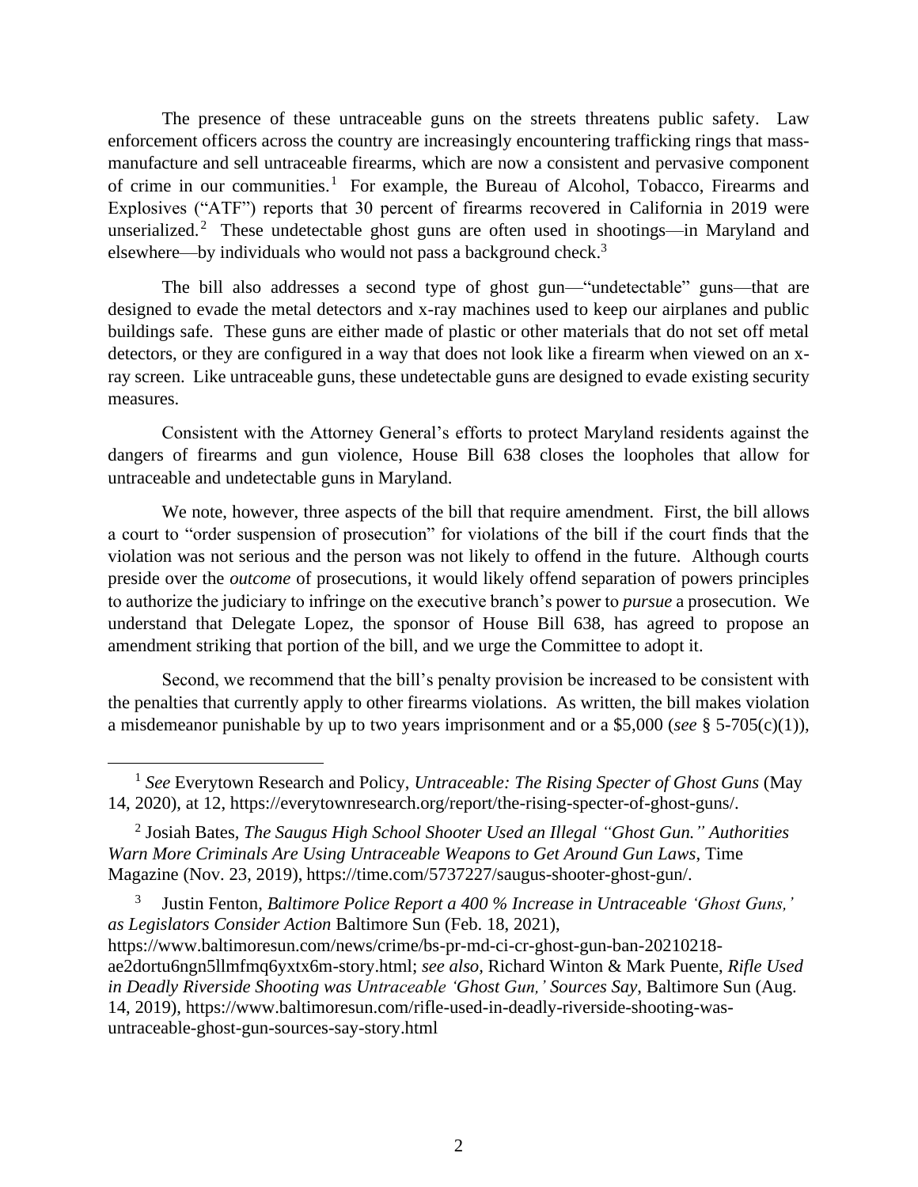The presence of these untraceable guns on the streets threatens public safety. Law enforcement officers across the country are increasingly encountering trafficking rings that mass-manufacture and sell untraceable firearms, which are now a consistent and pervasive component of crime in our communities.[1] For example, the Bureau of Alcohol, Tobacco, Firearms and Explosives ("ATF") reports that 30 percent of firearms recovered in California in 2019 were unserialized.[2] These undetectable ghost guns are often used in shootings—in Maryland and elsewhere—by individuals who would not pass a background check.[3]

The bill also addresses a second type of ghost gun—"undetectable" guns—that are designed to evade the metal detectors and x-ray machines used to keep our airplanes and public buildings safe. These guns are either made of plastic or other materials that do not set off metal detectors, or they are configured in a way that does not look like a firearm when viewed on an x-ray screen. Like untraceable guns, these undetectable guns are designed to evade existing security measures.

Consistent with the Attorney General's efforts to protect Maryland residents against the dangers of firearms and gun violence, House Bill 638 closes the loopholes that allow for untraceable and undetectable guns in Maryland.

We note, however, three aspects of the bill that require amendment. First, the bill allows a court to "order suspension of prosecution" for violations of the bill if the court finds that the violation was not serious and the person was not likely to offend in the future. Although courts preside over the *outcome* of prosecutions, it would likely offend separation of powers principles to authorize the judiciary to infringe on the executive branch's power to *pursue* a prosecution. We understand that Delegate Lopez, the sponsor of House Bill 638, has agreed to propose an amendment striking that portion of the bill, and we urge the Committee to adopt it.

Second, we recommend that the bill's penalty provision be increased to be consistent with the penalties that currently apply to other firearms violations. As written, the bill makes violation a misdemeanor punishable by up to two years imprisonment and or a $5,000 (*see* § 5-705(c)(1)),

---

[1] *See* Everytown Research and Policy, *Untraceable: The Rising Specter of Ghost Guns* (May 14, 2020), at 12, https://everytownresearch.org/report/the-rising-specter-of-ghost-guns/.

[2] Josiah Bates, *The Saugus High School Shooter Used an Illegal "Ghost Gun." Authorities Warn More Criminals Are Using Untraceable Weapons to Get Around Gun Laws*, Time Magazine (Nov. 23, 2019), https://time.com/5737227/saugus-shooter-ghost-gun/.

[3] Justin Fenton, *Baltimore Police Report a 400 % Increase in Untraceable 'Ghost Guns,' as Legislators Consider Action* Baltimore Sun (Feb. 18, 2021), https://www.baltimoresun.com/news/crime/bs-pr-md-ci-cr-ghost-gun-ban-20210218-ae2dortu6ngn5llmfmq6yxtx6m-story.html; *see also*, Richard Winton & Mark Puente, *Rifle Used in Deadly Riverside Shooting was Untraceable 'Ghost Gun,' Sources Say*, Baltimore Sun (Aug. 14, 2019), https://www.baltimoresun.com/rifle-used-in-deadly-riverside-shooting-was-untraceable-ghost-gun-sources-say-story.html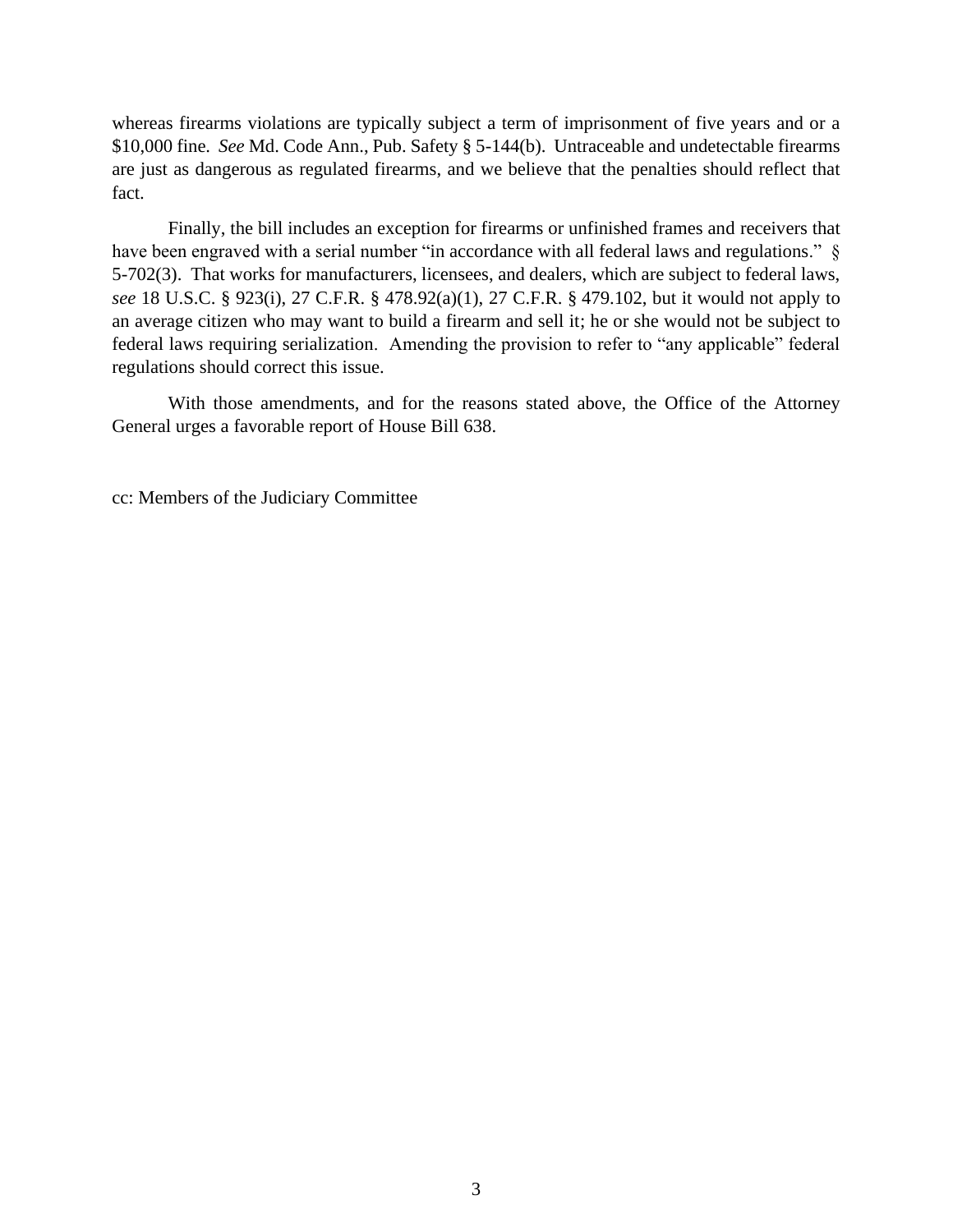whereas firearms violations are typically subject a term of imprisonment of five years and or a $10,000 fine. *See* Md. Code Ann., Pub. Safety § 5-144(b). Untraceable and undetectable firearms are just as dangerous as regulated firearms, and we believe that the penalties should reflect that fact.

Finally, the bill includes an exception for firearms or unfinished frames and receivers that have been engraved with a serial number "in accordance with all federal laws and regulations." § 5-702(3). That works for manufacturers, licensees, and dealers, which are subject to federal laws, *see* 18 U.S.C. § 923(i), 27 C.F.R. § 478.92(a)(1), 27 C.F.R. § 479.102, but it would not apply to an average citizen who may want to build a firearm and sell it; he or she would not be subject to federal laws requiring serialization. Amending the provision to refer to "any applicable" federal regulations should correct this issue.

With those amendments, and for the reasons stated above, the Office of the Attorney General urges a favorable report of House Bill 638.

cc: Members of the Judiciary Committee